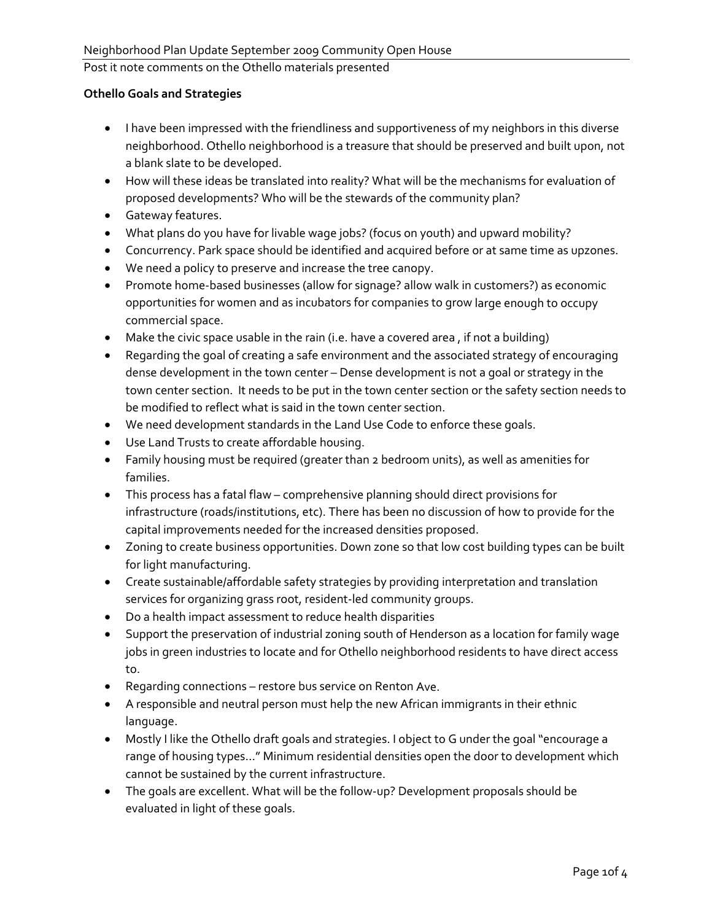Neighborhood Plan Update September 2009 Community Open House

Post it note comments on the Othello materials presented

**Othello Goals and Strategies**

- I have been impressed with the friendliness and supportiveness of my neighbors in this diverse neighborhood. Othello neighborhood is a treasure that should be preserved and built upon, not a blank slate to be developed.
- How will these ideas be translated into reality? What will be the mechanisms for evaluation of proposed developments? Who will be the stewards of the community plan?
- Gateway features.
- What plans do you have for livable wage jobs? (focus on youth) and upward mobility?
- Concurrency. Park space should be identified and acquired before or at same time as upzones.
- We need a policy to preserve and increase the tree canopy.
- Promote home-based businesses (allow for signage? allow walk in customers?) as economic opportunities for women and as incubators for companies to grow large enough to occupy commercial space.
- Make the civic space usable in the rain (i.e. have a covered area , if not a building)
- Regarding the goal of creating a safe environment and the associated strategy of encouraging dense development in the town center – Dense development is not a goal or strategy in the town center section. It needs to be put in the town center section or the safety section needs to be modified to reflect what is said in the town center section.
- We need development standards in the Land Use Code to enforce these goals.
- Use Land Trusts to create affordable housing.
- Family housing must be required (greater than 2 bedroom units), as well as amenities for families.
- This process has a fatal flaw – comprehensive planning should direct provisions for infrastructure (roads/institutions, etc). There has been no discussion of how to provide for the capital improvements needed for the increased densities proposed.
- Zoning to create business opportunities. Down zone so that low cost building types can be built for light manufacturing.
- Create sustainable/affordable safety strategies by providing interpretation and translation services for organizing grass root, resident-led community groups.
- Do a health impact assessment to reduce health disparities
- Support the preservation of industrial zoning south of Henderson as a location for family wage jobs in green industries to locate and for Othello neighborhood residents to have direct access to.
- Regarding connections – restore bus service on Renton Ave.
- A responsible and neutral person must help the new African immigrants in their ethnic language.
- Mostly I like the Othello draft goals and strategies. I object to G under the goal "encourage a range of housing types…" Minimum residential densities open the door to development which cannot be sustained by the current infrastructure.
- The goals are excellent. What will be the follow-up? Development proposals should be evaluated in light of these goals.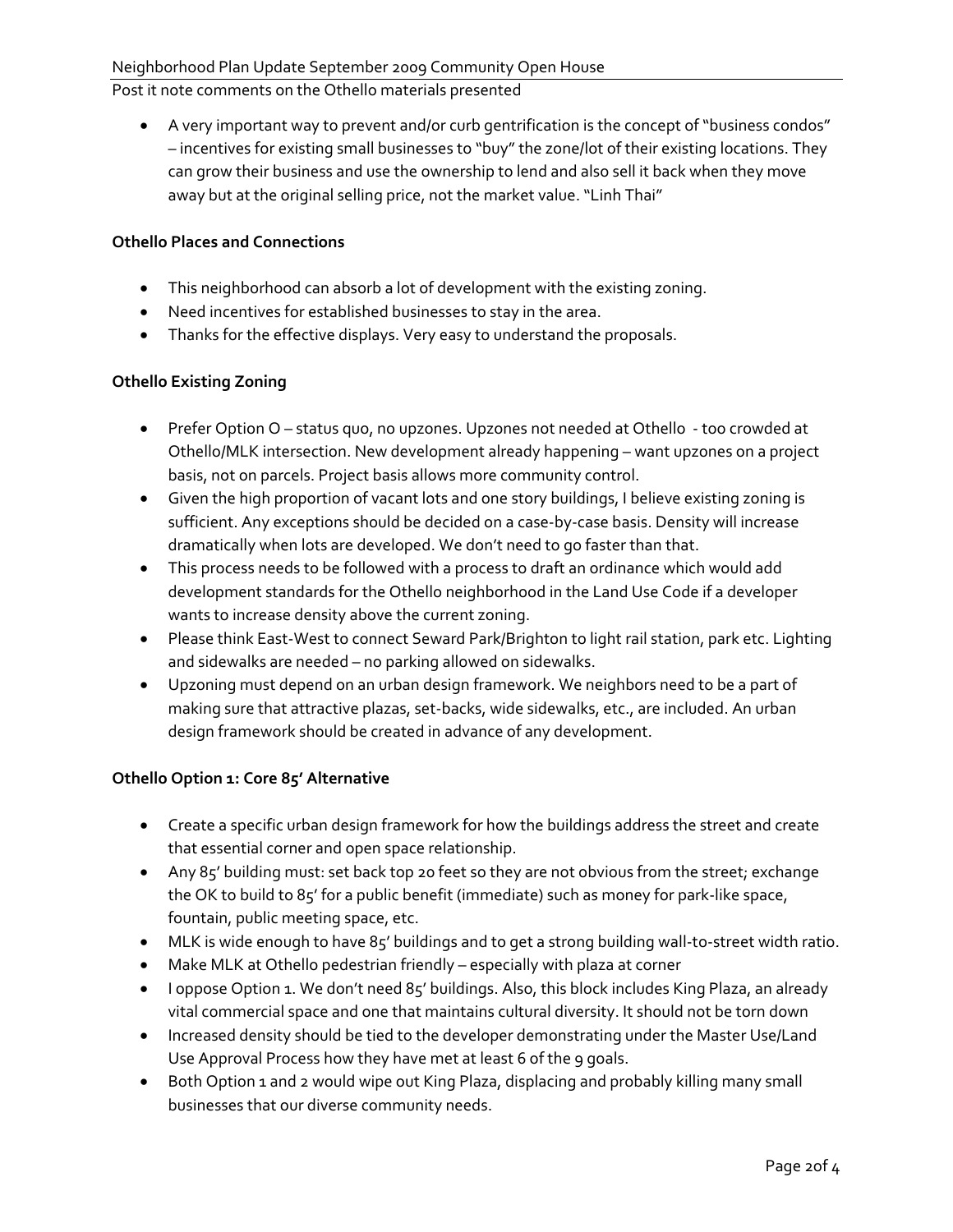Neighborhood Plan Update September 2009 Community Open House

Post it note comments on the Othello materials presented

- A very important way to prevent and/or curb gentrification is the concept of "business condos" – incentives for existing small businesses to "buy" the zone/lot of their existing locations. They can grow their business and use the ownership to lend and also sell it back when they move away but at the original selling price, not the market value. "Linh Thai"

**Othello Places and Connections**

- This neighborhood can absorb a lot of development with the existing zoning.
- Need incentives for established businesses to stay in the area.
- Thanks for the effective displays. Very easy to understand the proposals.

**Othello Existing Zoning**

- Prefer Option O – status quo, no upzones. Upzones not needed at Othello - too crowded at Othello/MLK intersection. New development already happening – want upzones on a project basis, not on parcels. Project basis allows more community control.
- Given the high proportion of vacant lots and one story buildings, I believe existing zoning is sufficient. Any exceptions should be decided on a case-by-case basis. Density will increase dramatically when lots are developed. We don't need to go faster than that.
- This process needs to be followed with a process to draft an ordinance which would add development standards for the Othello neighborhood in the Land Use Code if a developer wants to increase density above the current zoning.
- Please think East-West to connect Seward Park/Brighton to light rail station, park etc. Lighting and sidewalks are needed – no parking allowed on sidewalks.
- Upzoning must depend on an urban design framework. We neighbors need to be a part of making sure that attractive plazas, set-backs, wide sidewalks, etc., are included. An urban design framework should be created in advance of any development.

**Othello Option 1: Core 85' Alternative**

- Create a specific urban design framework for how the buildings address the street and create that essential corner and open space relationship.
- Any 85' building must: set back top 20 feet so they are not obvious from the street; exchange the OK to build to 85' for a public benefit (immediate) such as money for park-like space, fountain, public meeting space, etc.
- MLK is wide enough to have 85' buildings and to get a strong building wall-to-street width ratio.
- Make MLK at Othello pedestrian friendly – especially with plaza at corner
- I oppose Option 1. We don't need 85' buildings. Also, this block includes King Plaza, an already vital commercial space and one that maintains cultural diversity. It should not be torn down
- Increased density should be tied to the developer demonstrating under the Master Use/Land Use Approval Process how they have met at least 6 of the 9 goals.
- Both Option 1 and 2 would wipe out King Plaza, displacing and probably killing many small businesses that our diverse community needs.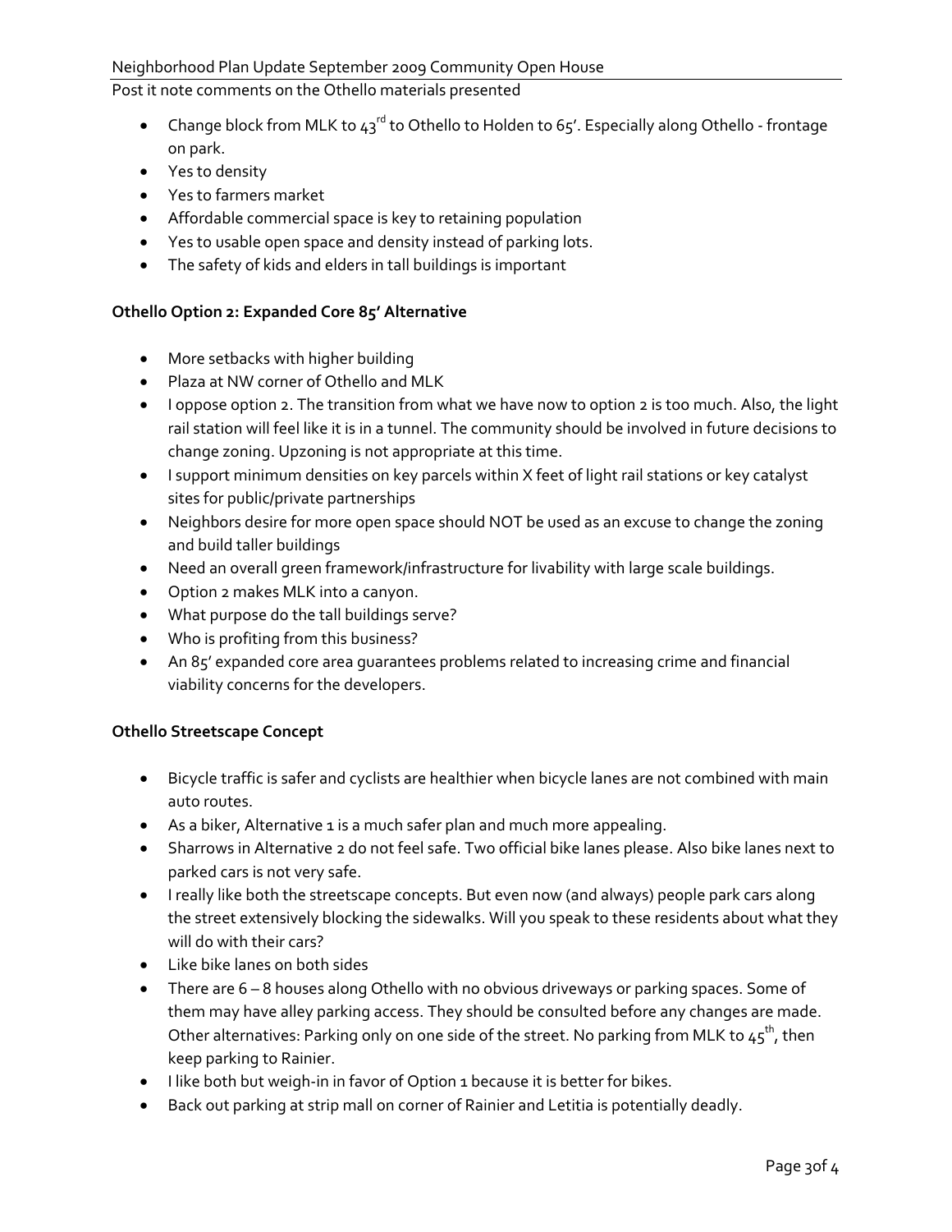Post it note comments on the Othello materials presented

- Change block from MLK to 43rd to Othello to Holden to 65'. Especially along Othello - frontage on park.
- Yes to density
- Yes to farmers market
- Affordable commercial space is key to retaining population
- Yes to usable open space and density instead of parking lots.
- The safety of kids and elders in tall buildings is important

**Othello Option 2: Expanded Core 85' Alternative**

- More setbacks with higher building
- Plaza at NW corner of Othello and MLK
- I oppose option 2. The transition from what we have now to option 2 is too much. Also, the light rail station will feel like it is in a tunnel. The community should be involved in future decisions to change zoning. Upzoning is not appropriate at this time.
- I support minimum densities on key parcels within X feet of light rail stations or key catalyst sites for public/private partnerships
- Neighbors desire for more open space should NOT be used as an excuse to change the zoning and build taller buildings
- Need an overall green framework/infrastructure for livability with large scale buildings.
- Option 2 makes MLK into a canyon.
- What purpose do the tall buildings serve?
- Who is profiting from this business?
- An 85' expanded core area guarantees problems related to increasing crime and financial viability concerns for the developers.

**Othello Streetscape Concept**

- Bicycle traffic is safer and cyclists are healthier when bicycle lanes are not combined with main auto routes.
- As a biker, Alternative 1 is a much safer plan and much more appealing.
- Sharrows in Alternative 2 do not feel safe. Two official bike lanes please. Also bike lanes next to parked cars is not very safe.
- I really like both the streetscape concepts. But even now (and always) people park cars along the street extensively blocking the sidewalks. Will you speak to these residents about what they will do with their cars?
- Like bike lanes on both sides
- There are 6 – 8 houses along Othello with no obvious driveways or parking spaces. Some of them may have alley parking access. They should be consulted before any changes are made. Other alternatives: Parking only on one side of the street. No parking from MLK to 45th, then keep parking to Rainier.
- I like both but weigh-in in favor of Option 1 because it is better for bikes.
- Back out parking at strip mall on corner of Rainier and Letitia is potentially deadly.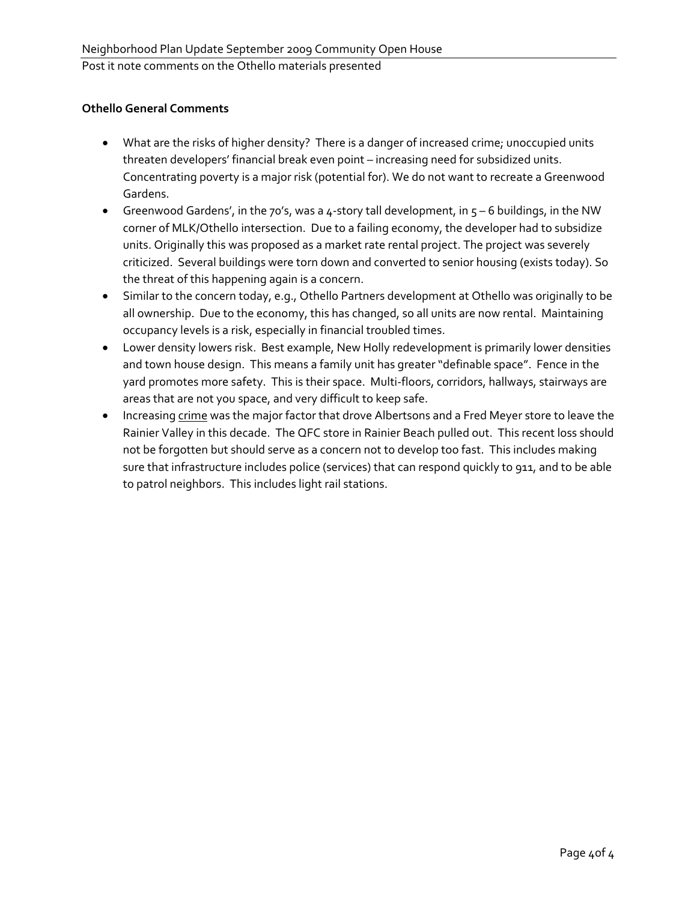Neighborhood Plan Update September 2009 Community Open House

Post it note comments on the Othello materials presented

**Othello General Comments**

- What are the risks of higher density? There is a danger of increased crime; unoccupied units threaten developers' financial break even point – increasing need for subsidized units. Concentrating poverty is a major risk (potential for). We do not want to recreate a Greenwood Gardens.
- Greenwood Gardens', in the 70's, was a 4-story tall development, in 5 – 6 buildings, in the NW corner of MLK/Othello intersection. Due to a failing economy, the developer had to subsidize units. Originally this was proposed as a market rate rental project. The project was severely criticized. Several buildings were torn down and converted to senior housing (exists today). So the threat of this happening again is a concern.
- Similar to the concern today, e.g., Othello Partners development at Othello was originally to be all ownership. Due to the economy, this has changed, so all units are now rental. Maintaining occupancy levels is a risk, especially in financial troubled times.
- Lower density lowers risk. Best example, New Holly redevelopment is primarily lower densities and town house design. This means a family unit has greater "definable space". Fence in the yard promotes more safety. This is their space. Multi-floors, corridors, hallways, stairways are areas that are not you space, and very difficult to keep safe.
- Increasing <u>crime</u> was the major factor that drove Albertsons and a Fred Meyer store to leave the Rainier Valley in this decade. The QFC store in Rainier Beach pulled out. This recent loss should not be forgotten but should serve as a concern not to develop too fast. This includes making sure that infrastructure includes police (services) that can respond quickly to 911, and to be able to patrol neighbors. This includes light rail stations.